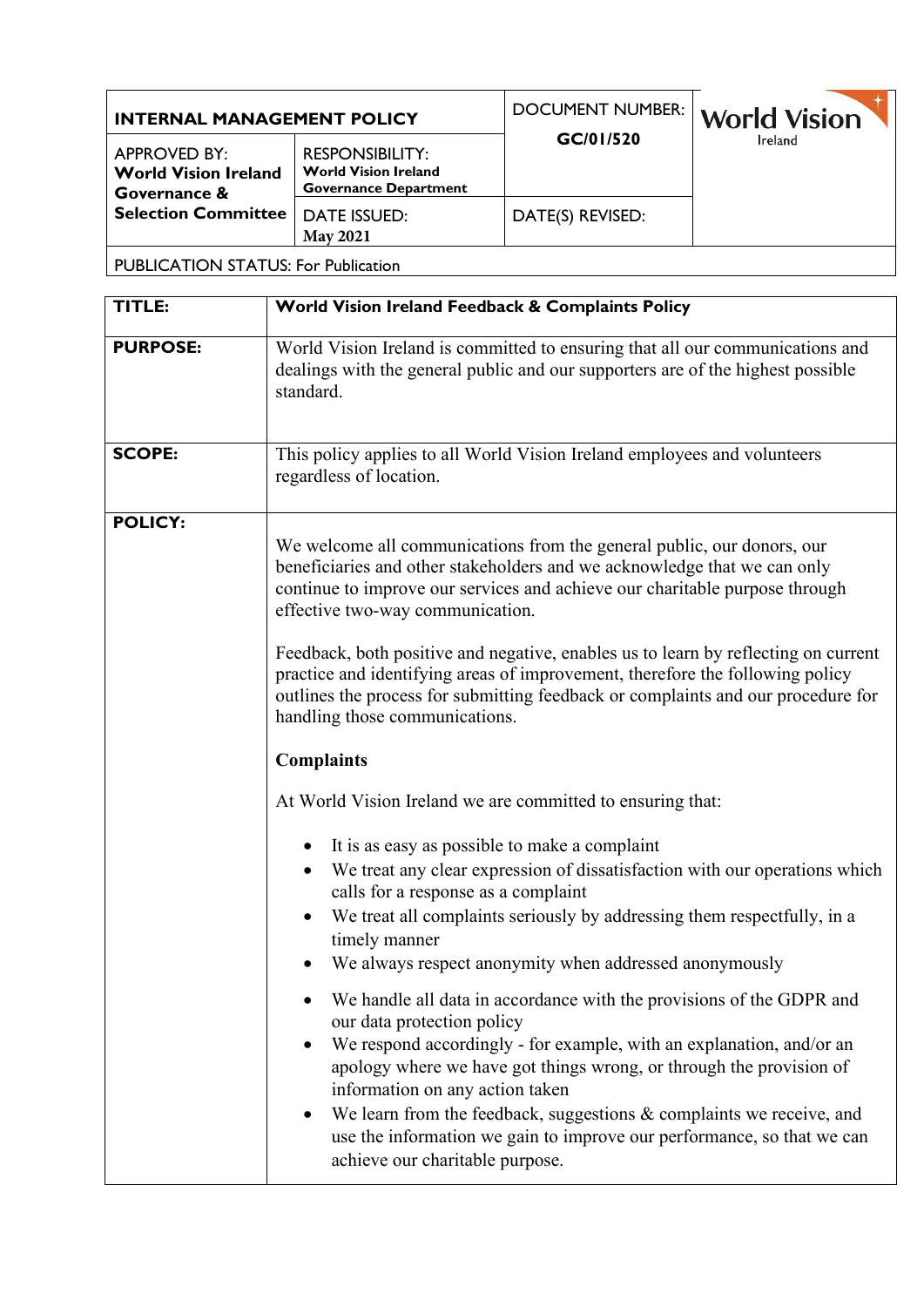| INTERNAL MANAGEMENT POLICY | | DOCUMENT NUMBER: **GC/01/520** | World Vision Ireland |
|---|---|---|---|
| APPROVED BY: **World Vision Ireland Governance & Selection Committee** | RESPONSIBILITY: **World Vision Ireland Governance Department** | | |
| | DATE ISSUED: **May 2021** | DATE(S) REVISED: | |
| PUBLICATION STATUS: For Publication | | | |

| | |
|---|---|
| **TITLE:** | **World Vision Ireland Feedback & Complaints Policy** |
| **PURPOSE:** | World Vision Ireland is committed to ensuring that all our communications and dealings with the general public and our supporters are of the highest possible standard. |
| **SCOPE:** | This policy applies to all World Vision Ireland employees and volunteers regardless of location. |

**POLICY:**

We welcome all communications from the general public, our donors, our beneficiaries and other stakeholders and we acknowledge that we can only continue to improve our services and achieve our charitable purpose through effective two-way communication.

Feedback, both positive and negative, enables us to learn by reflecting on current practice and identifying areas of improvement, therefore the following policy outlines the process for submitting feedback or complaints and our procedure for handling those communications.

**Complaints**

At World Vision Ireland we are committed to ensuring that:

- It is as easy as possible to make a complaint
- We treat any clear expression of dissatisfaction with our operations which calls for a response as a complaint
- We treat all complaints seriously by addressing them respectfully, in a timely manner
- We always respect anonymity when addressed anonymously
- We handle all data in accordance with the provisions of the GDPR and our data protection policy
- We respond accordingly - for example, with an explanation, and/or an apology where we have got things wrong, or through the provision of information on any action taken
- We learn from the feedback, suggestions & complaints we receive, and use the information we gain to improve our performance, so that we can achieve our charitable purpose.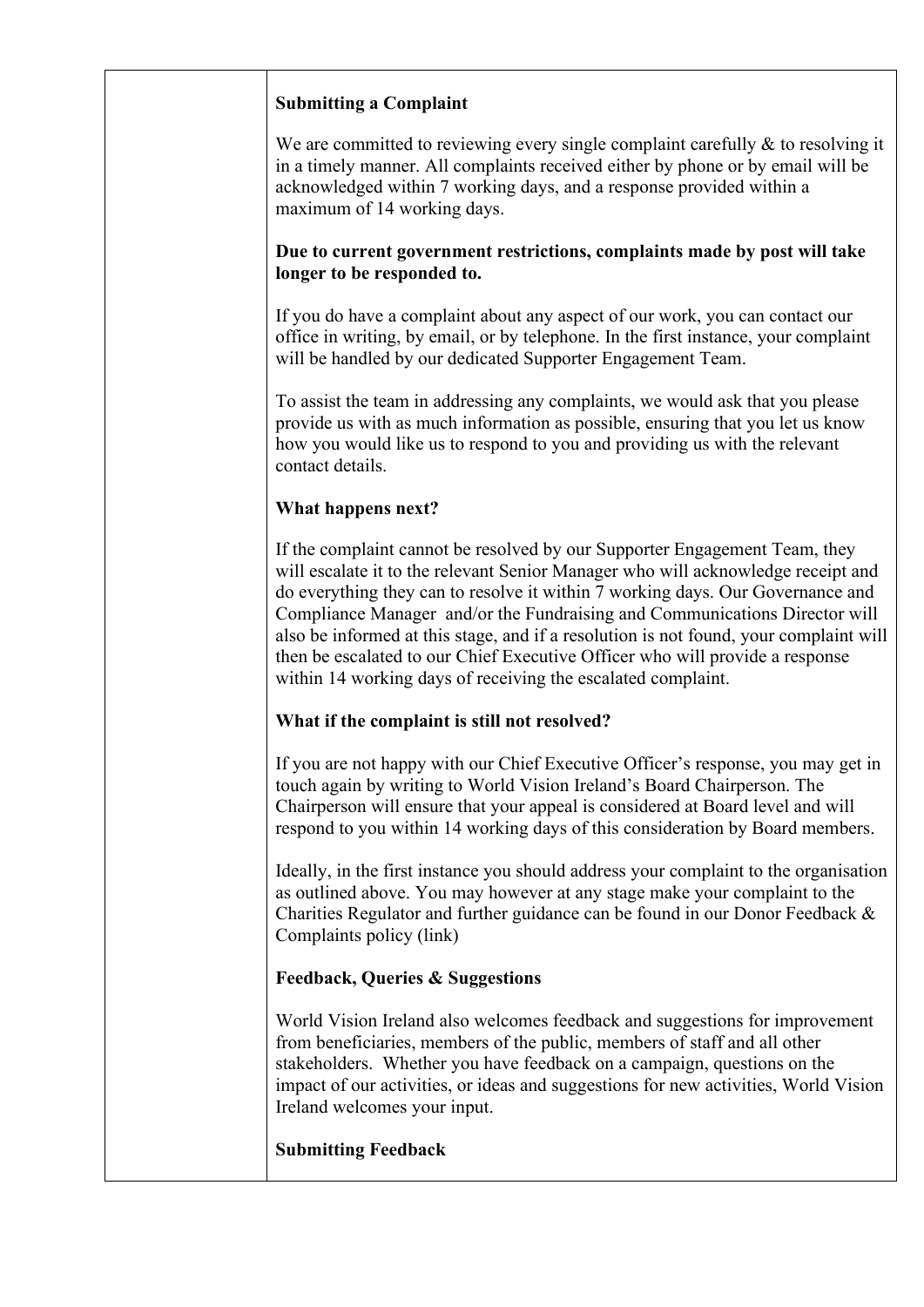**Submitting a Complaint**

We are committed to reviewing every single complaint carefully & to resolving it in a timely manner. All complaints received either by phone or by email will be acknowledged within 7 working days, and a response provided within a maximum of 14 working days.

**Due to current government restrictions, complaints made by post will take longer to be responded to.**

If you do have a complaint about any aspect of our work, you can contact our office in writing, by email, or by telephone. In the first instance, your complaint will be handled by our dedicated Supporter Engagement Team.

To assist the team in addressing any complaints, we would ask that you please provide us with as much information as possible, ensuring that you let us know how you would like us to respond to you and providing us with the relevant contact details.

**What happens next?**

If the complaint cannot be resolved by our Supporter Engagement Team, they will escalate it to the relevant Senior Manager who will acknowledge receipt and do everything they can to resolve it within 7 working days. Our Governance and Compliance Manager and/or the Fundraising and Communications Director will also be informed at this stage, and if a resolution is not found, your complaint will then be escalated to our Chief Executive Officer who will provide a response within 14 working days of receiving the escalated complaint.

**What if the complaint is still not resolved?**

If you are not happy with our Chief Executive Officer's response, you may get in touch again by writing to World Vision Ireland's Board Chairperson. The Chairperson will ensure that your appeal is considered at Board level and will respond to you within 14 working days of this consideration by Board members.

Ideally, in the first instance you should address your complaint to the organisation as outlined above. You may however at any stage make your complaint to the Charities Regulator and further guidance can be found in our Donor Feedback & Complaints policy (link)

**Feedback, Queries & Suggestions**

World Vision Ireland also welcomes feedback and suggestions for improvement from beneficiaries, members of the public, members of staff and all other stakeholders. Whether you have feedback on a campaign, questions on the impact of our activities, or ideas and suggestions for new activities, World Vision Ireland welcomes your input.

**Submitting Feedback**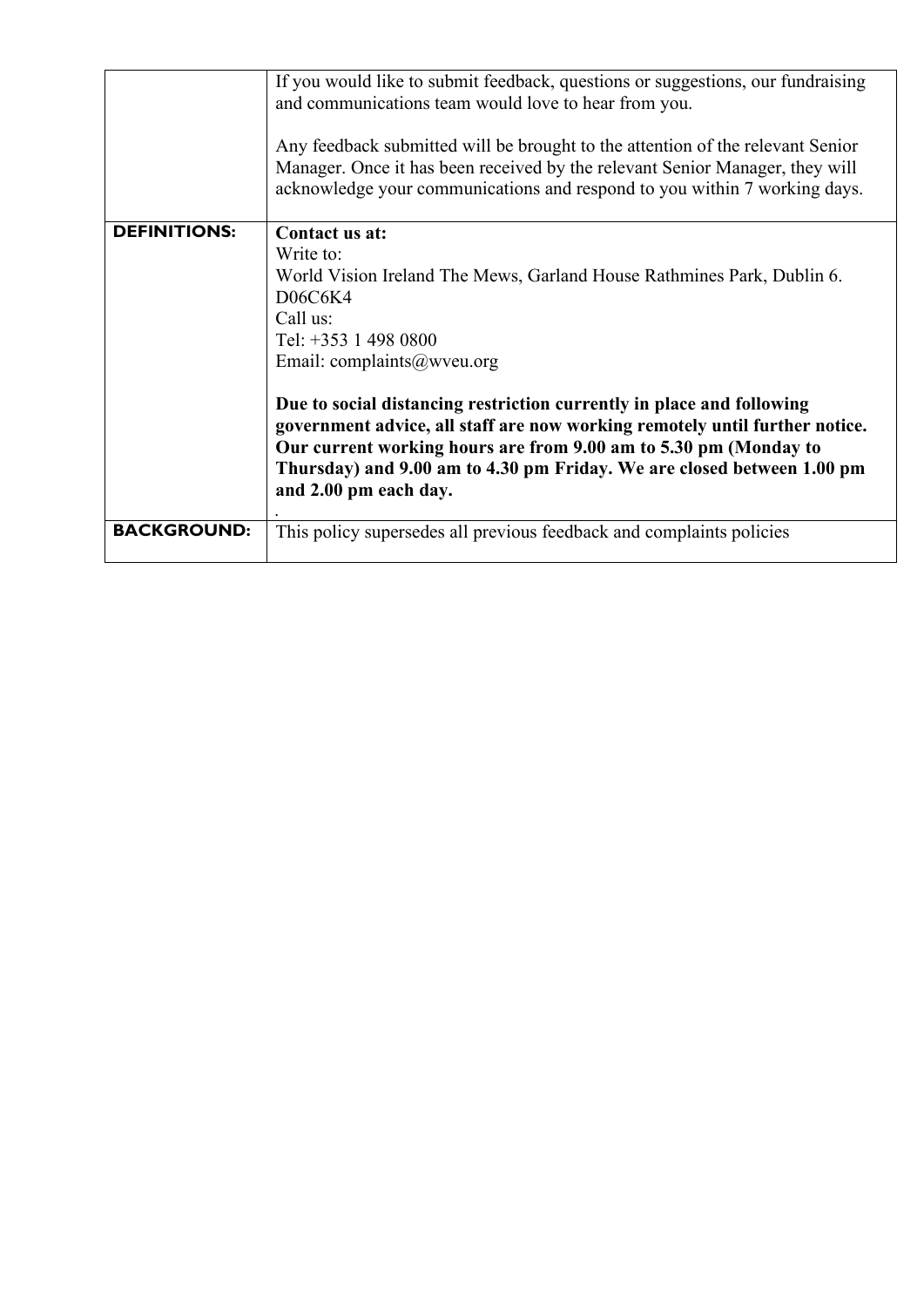| | |
|---|---|
| | If you would like to submit feedback, questions or suggestions, our fundraising and communications team would love to hear from you.<br><br>Any feedback submitted will be brought to the attention of the relevant Senior Manager. Once it has been received by the relevant Senior Manager, they will acknowledge your communications and respond to you within 7 working days. |
| **DEFINITIONS:** | **Contact us at:**<br>Write to:<br>World Vision Ireland The Mews, Garland House Rathmines Park, Dublin 6. D06C6K4<br>Call us:<br>Tel: +353 1 498 0800<br>Email: complaints@wveu.org<br><br>**Due to social distancing restriction currently in place and following government advice, all staff are now working remotely until further notice. Our current working hours are from 9.00 am to 5.30 pm (Monday to Thursday) and 9.00 am to 4.30 pm Friday. We are closed between 1.00 pm and 2.00 pm each day.**<br>. |
| **BACKGROUND:** | This policy supersedes all previous feedback and complaints policies |